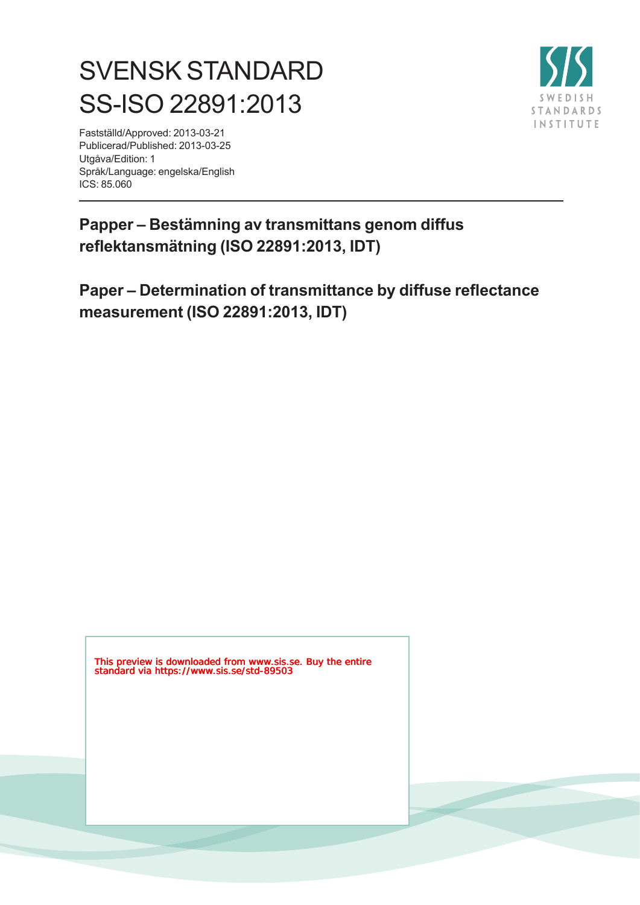# SVENSK STANDARD
# SS-ISO 22891:2013

Fastställd/Approved: 2013-03-21
Publicerad/Published: 2013-03-25
Utgåva/Edition: 1
Språk/Language: engelska/English
ICS: 85.060

**Papper – Bestämning av transmittans genom diffus reflektansmätning (ISO 22891:2013, IDT)**

**Paper – Determination of transmittance by diffuse reflectance measurement (ISO 22891:2013, IDT)**

This preview is downloaded from www.sis.se. Buy the entire standard via https://www.sis.se/std-89503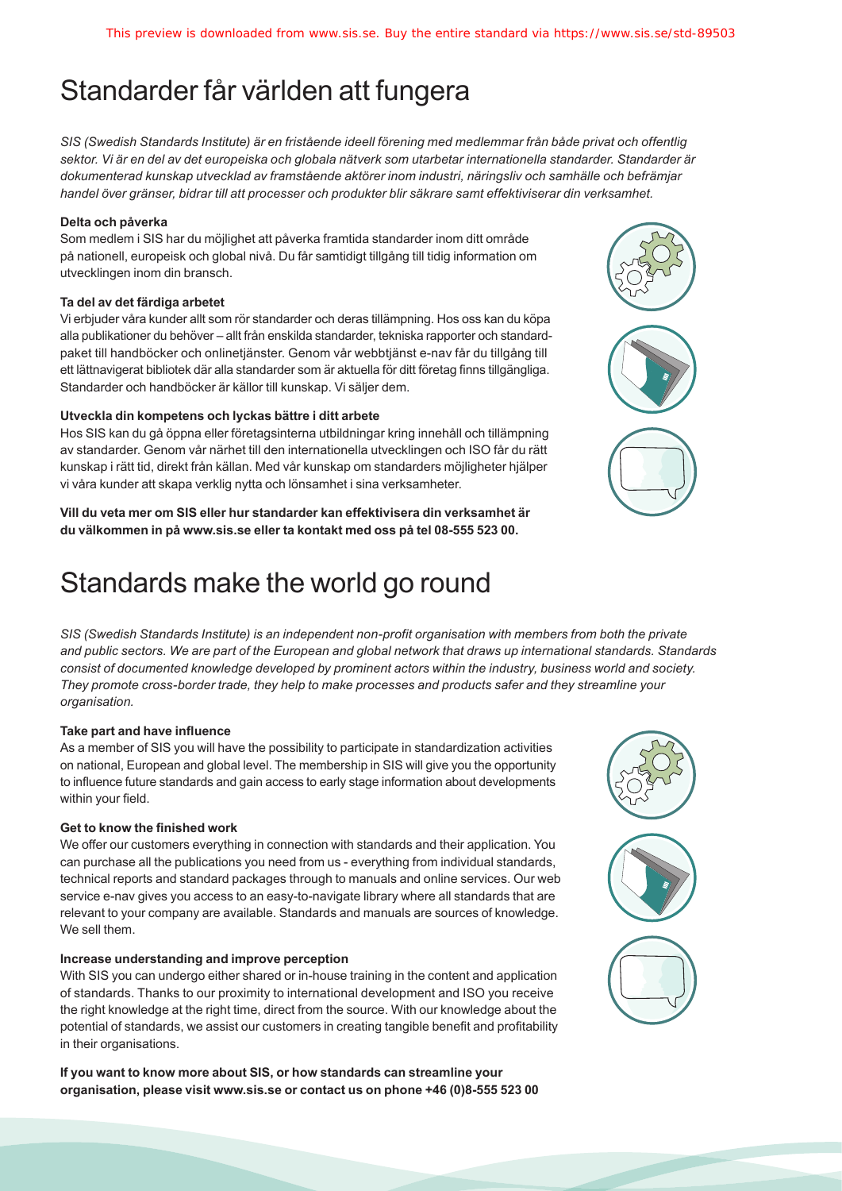# Standarder får världen att fungera

*SIS (Swedish Standards Institute) är en fristående ideell förening med medlemmar från både privat och offentlig sektor. Vi är en del av det europeiska och globala nätverk som utarbetar internationella standarder. Standarder är dokumenterad kunskap utvecklad av framstående aktörer inom industri, näringsliv och samhälle och befrämjar handel över gränser, bidrar till att processer och produkter blir säkrare samt effektiviserar din verksamhet.*

**Delta och påverka**

Som medlem i SIS har du möjlighet att påverka framtida standarder inom ditt område på nationell, europeisk och global nivå. Du får samtidigt tillgång till tidig information om utvecklingen inom din bransch.

**Ta del av det färdiga arbetet**

Vi erbjuder våra kunder allt som rör standarder och deras tillämpning. Hos oss kan du köpa alla publikationer du behöver – allt från enskilda standarder, tekniska rapporter och standardpaket till handböcker och onlinetjänster. Genom vår webbtjänst e-nav får du tillgång till ett lättnavigerat bibliotek där alla standarder som är aktuella för ditt företag finns tillgängliga. Standarder och handböcker är källor till kunskap. Vi säljer dem.

**Utveckla din kompetens och lyckas bättre i ditt arbete**

Hos SIS kan du gå öppna eller företagsinterna utbildningar kring innehåll och tillämpning av standarder. Genom vår närhet till den internationella utvecklingen och ISO får du rätt kunskap i rätt tid, direkt från källan. Med vår kunskap om standarders möjligheter hjälper vi våra kunder att skapa verklig nytta och lönsamhet i sina verksamheter.

**Vill du veta mer om SIS eller hur standarder kan effektivisera din verksamhet är du välkommen in på www.sis.se eller ta kontakt med oss på tel 08-555 523 00.**

# Standards make the world go round

*SIS (Swedish Standards Institute) is an independent non-profit organisation with members from both the private and public sectors. We are part of the European and global network that draws up international standards. Standards consist of documented knowledge developed by prominent actors within the industry, business world and society. They promote cross-border trade, they help to make processes and products safer and they streamline your organisation.*

**Take part and have influence**

As a member of SIS you will have the possibility to participate in standardization activities on national, European and global level. The membership in SIS will give you the opportunity to influence future standards and gain access to early stage information about developments within your field.

**Get to know the finished work**

We offer our customers everything in connection with standards and their application. You can purchase all the publications you need from us - everything from individual standards, technical reports and standard packages through to manuals and online services. Our web service e-nav gives you access to an easy-to-navigate library where all standards that are relevant to your company are available. Standards and manuals are sources of knowledge. We sell them.

**Increase understanding and improve perception**

With SIS you can undergo either shared or in-house training in the content and application of standards. Thanks to our proximity to international development and ISO you receive the right knowledge at the right time, direct from the source. With our knowledge about the potential of standards, we assist our customers in creating tangible benefit and profitability in their organisations.

**If you want to know more about SIS, or how standards can streamline your organisation, please visit www.sis.se or contact us on phone +46 (0)8-555 523 00**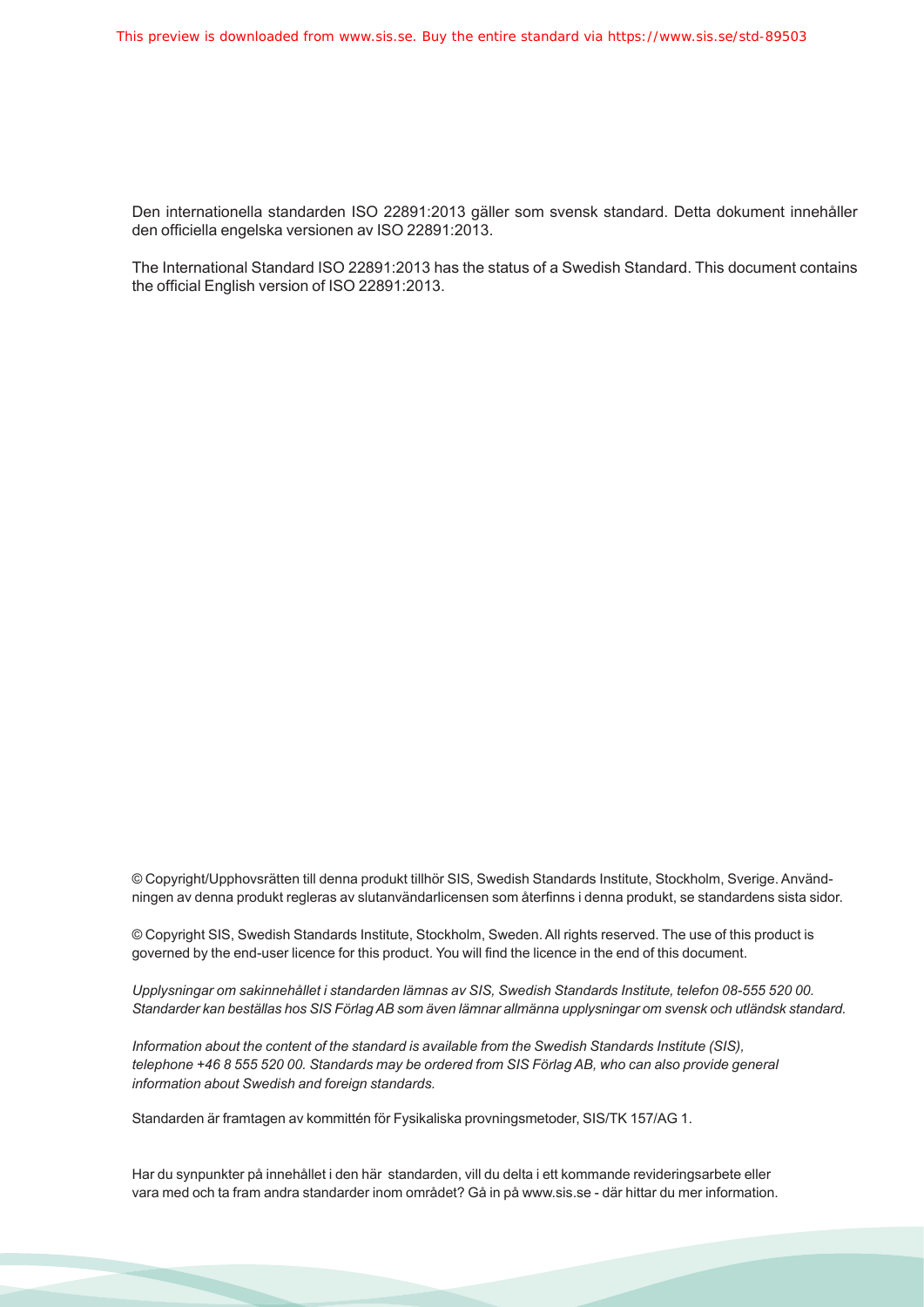Den internationella standarden ISO 22891:2013 gäller som svensk standard. Detta dokument innehåller den officiella engelska versionen av ISO 22891:2013.

The International Standard ISO 22891:2013 has the status of a Swedish Standard. This document contains the official English version of ISO 22891:2013.

© Copyright/Upphovsrätten till denna produkt tillhör SIS, Swedish Standards Institute, Stockholm, Sverige. Användningen av denna produkt regleras av slutanvändarlicensen som återfinns i denna produkt, se standardens sista sidor.

© Copyright SIS, Swedish Standards Institute, Stockholm, Sweden. All rights reserved. The use of this product is governed by the end-user licence for this product. You will find the licence in the end of this document.

*Upplysningar om sakinnehållet i standarden lämnas av SIS, Swedish Standards Institute, telefon 08-555 520 00. Standarder kan beställas hos SIS Förlag AB som även lämnar allmänna upplysningar om svensk och utländsk standard.*

*Information about the content of the standard is available from the Swedish Standards Institute (SIS), telephone +46 8 555 520 00. Standards may be ordered from SIS Förlag AB, who can also provide general information about Swedish and foreign standards.*

Standarden är framtagen av kommittén för Fysikaliska provningsmetoder, SIS/TK 157/AG 1.

Har du synpunkter på innehållet i den här standarden, vill du delta i ett kommande revideringsarbete eller vara med och ta fram andra standarder inom området? Gå in på www.sis.se - där hittar du mer information.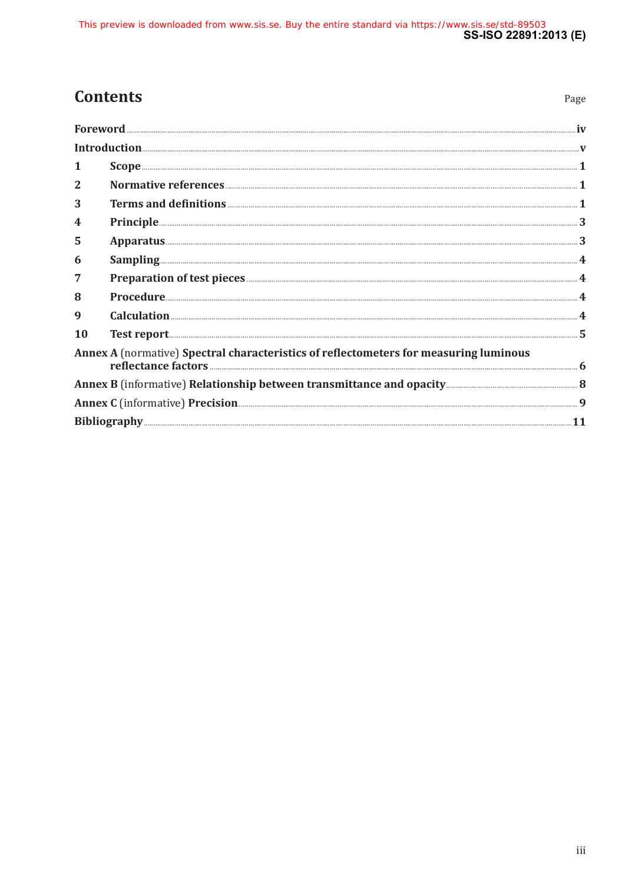# Contents

Page

**Foreword** ..... iv

**Introduction** ..... v

**1 Scope** ..... 1

**2 Normative references** ..... 1

**3 Terms and definitions** ..... 1

**4 Principle** ..... 3

**5 Apparatus** ..... 3

**6 Sampling** ..... 4

**7 Preparation of test pieces** ..... 4

**8 Procedure** ..... 4

**9 Calculation** ..... 4

**10 Test report** ..... 5

**Annex A** (normative) **Spectral characteristics of reflectometers for measuring luminous reflectance factors** ..... 6

**Annex B** (informative) **Relationship between transmittance and opacity** ..... 8

**Annex C** (informative) **Precision** ..... 9

**Bibliography** ..... 11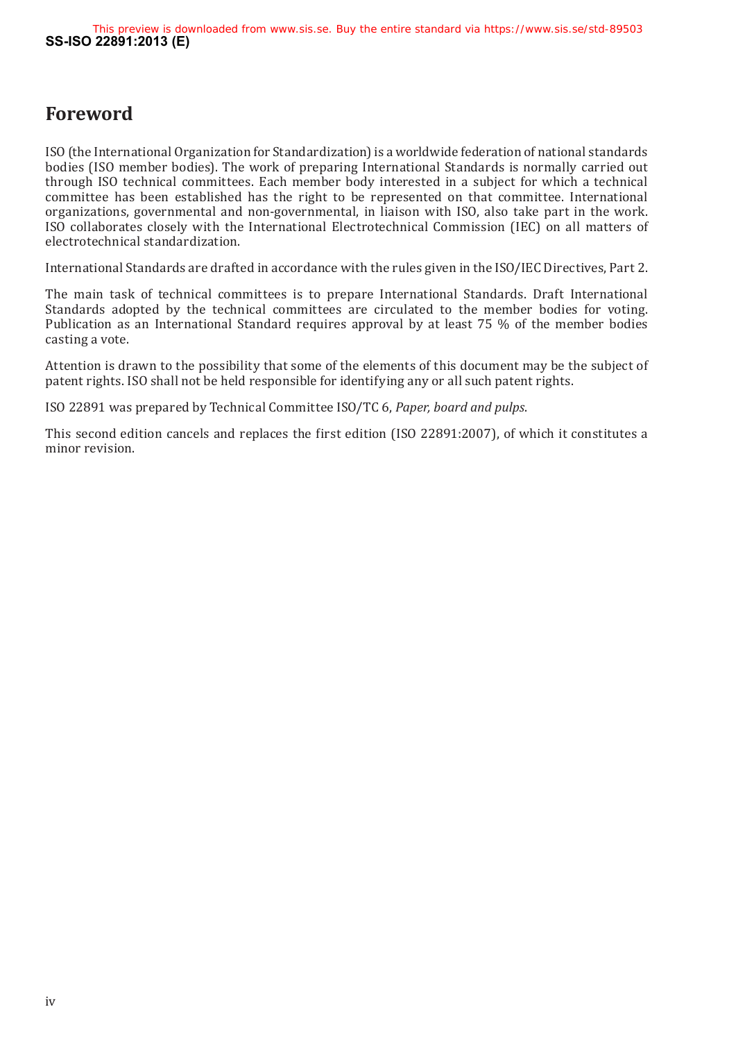## Foreword

ISO (the International Organization for Standardization) is a worldwide federation of national standards bodies (ISO member bodies). The work of preparing International Standards is normally carried out through ISO technical committees. Each member body interested in a subject for which a technical committee has been established has the right to be represented on that committee. International organizations, governmental and non-governmental, in liaison with ISO, also take part in the work. ISO collaborates closely with the International Electrotechnical Commission (IEC) on all matters of electrotechnical standardization.

International Standards are drafted in accordance with the rules given in the ISO/IEC Directives, Part 2.

The main task of technical committees is to prepare International Standards. Draft International Standards adopted by the technical committees are circulated to the member bodies for voting. Publication as an International Standard requires approval by at least 75 % of the member bodies casting a vote.

Attention is drawn to the possibility that some of the elements of this document may be the subject of patent rights. ISO shall not be held responsible for identifying any or all such patent rights.

ISO 22891 was prepared by Technical Committee ISO/TC 6, *Paper, board and pulps*.

This second edition cancels and replaces the first edition (ISO 22891:2007), of which it constitutes a minor revision.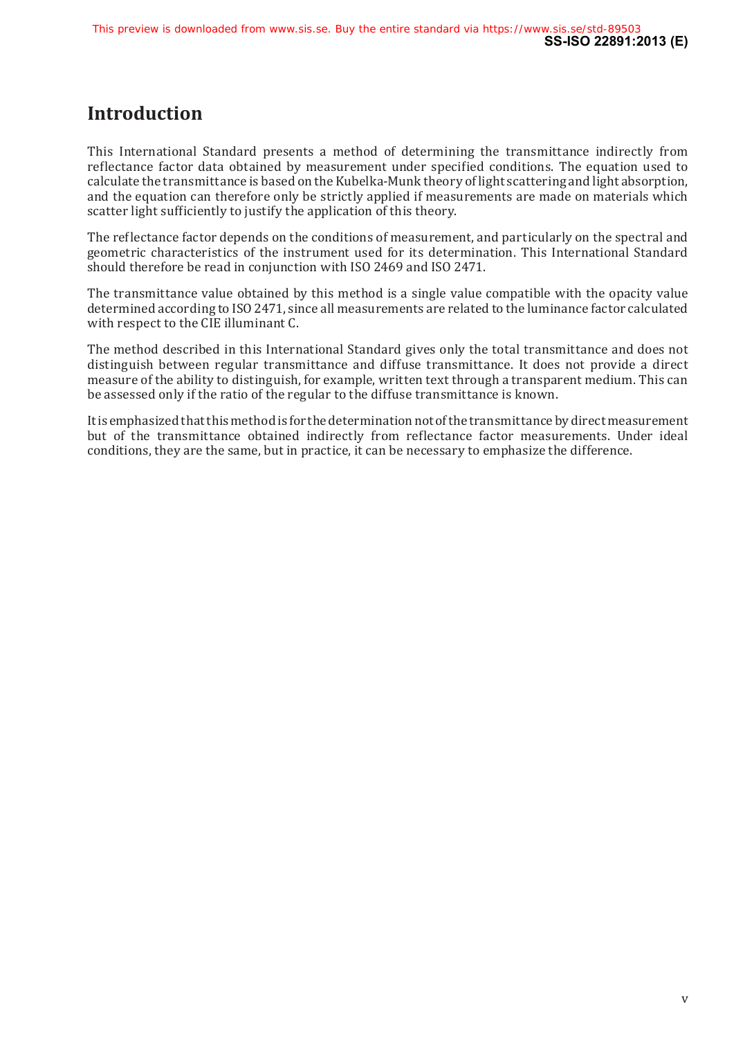# Introduction

This International Standard presents a method of determining the transmittance indirectly from reflectance factor data obtained by measurement under specified conditions. The equation used to calculate the transmittance is based on the Kubelka-Munk theory of light scattering and light absorption, and the equation can therefore only be strictly applied if measurements are made on materials which scatter light sufficiently to justify the application of this theory.

The reflectance factor depends on the conditions of measurement, and particularly on the spectral and geometric characteristics of the instrument used for its determination. This International Standard should therefore be read in conjunction with ISO 2469 and ISO 2471.

The transmittance value obtained by this method is a single value compatible with the opacity value determined according to ISO 2471, since all measurements are related to the luminance factor calculated with respect to the CIE illuminant C.

The method described in this International Standard gives only the total transmittance and does not distinguish between regular transmittance and diffuse transmittance. It does not provide a direct measure of the ability to distinguish, for example, written text through a transparent medium. This can be assessed only if the ratio of the regular to the diffuse transmittance is known.

It is emphasized that this method is for the determination not of the transmittance by direct measurement but of the transmittance obtained indirectly from reflectance factor measurements. Under ideal conditions, they are the same, but in practice, it can be necessary to emphasize the difference.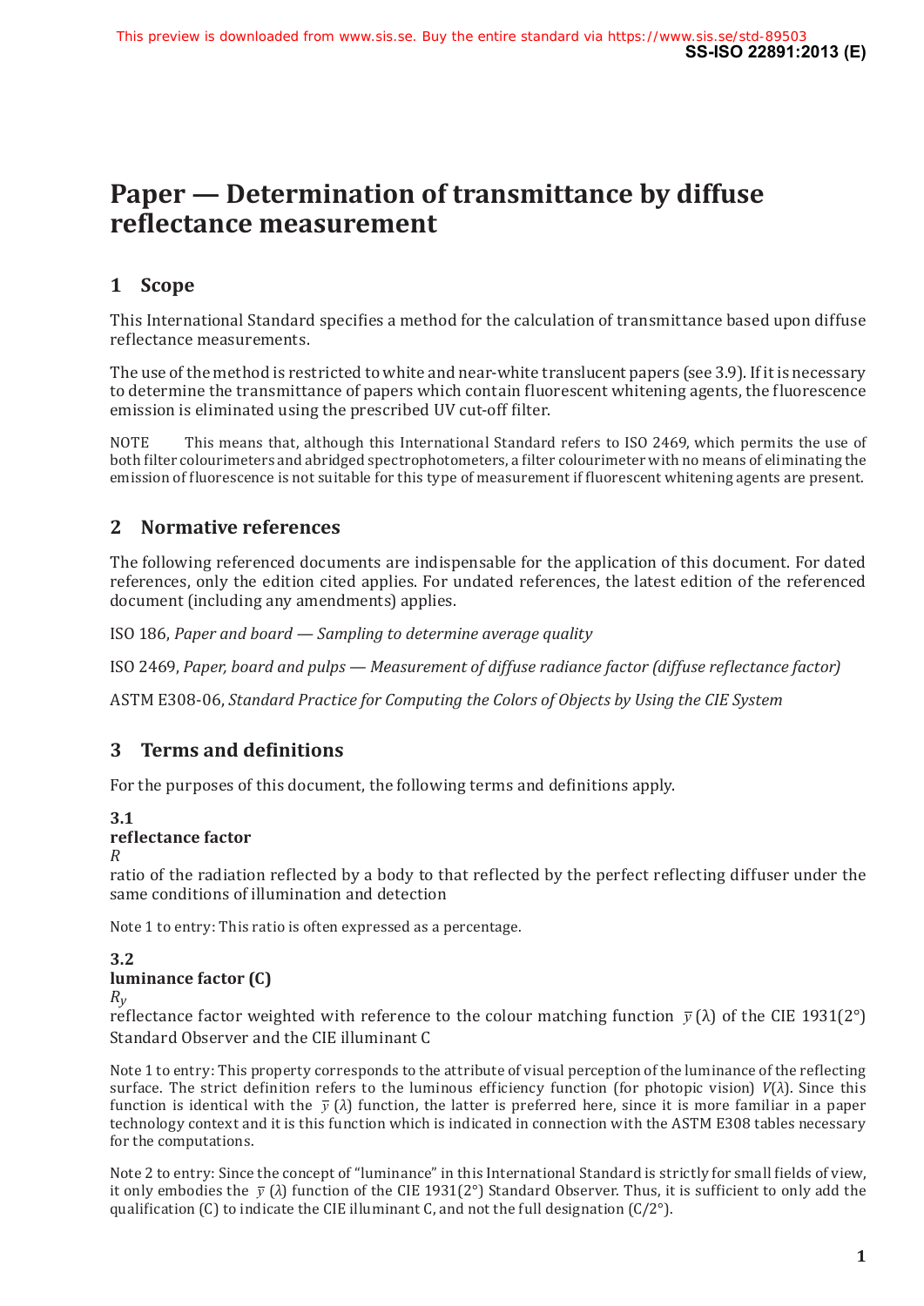# Paper — Determination of transmittance by diffuse reflectance measurement

## 1 Scope

This International Standard specifies a method for the calculation of transmittance based upon diffuse reflectance measurements.

The use of the method is restricted to white and near-white translucent papers (see 3.9). If it is necessary to determine the transmittance of papers which contain fluorescent whitening agents, the fluorescence emission is eliminated using the prescribed UV cut-off filter.

NOTE This means that, although this International Standard refers to ISO 2469, which permits the use of both filter colourimeters and abridged spectrophotometers, a filter colourimeter with no means of eliminating the emission of fluorescence is not suitable for this type of measurement if fluorescent whitening agents are present.

## 2 Normative references

The following referenced documents are indispensable for the application of this document. For dated references, only the edition cited applies. For undated references, the latest edition of the referenced document (including any amendments) applies.

ISO 186, *Paper and board — Sampling to determine average quality*

ISO 2469, *Paper, board and pulps — Measurement of diffuse radiance factor (diffuse reflectance factor)*

ASTM E308-06, *Standard Practice for Computing the Colors of Objects by Using the CIE System*

## 3 Terms and definitions

For the purposes of this document, the following terms and definitions apply.

**3.1**
**reflectance factor**
*R*
ratio of the radiation reflected by a body to that reflected by the perfect reflecting diffuser under the same conditions of illumination and detection

Note 1 to entry: This ratio is often expressed as a percentage.

**3.2**
**luminance factor (C)**
$R_y$
reflectance factor weighted with reference to the colour matching function $\bar{y}(\lambda)$ of the CIE 1931(2°) Standard Observer and the CIE illuminant C

Note 1 to entry: This property corresponds to the attribute of visual perception of the luminance of the reflecting surface. The strict definition refers to the luminous efficiency function (for photopic vision) $V(\lambda)$. Since this function is identical with the $\bar{y}(\lambda)$ function, the latter is preferred here, since it is more familiar in a paper technology context and it is this function which is indicated in connection with the ASTM E308 tables necessary for the computations.

Note 2 to entry: Since the concept of "luminance" in this International Standard is strictly for small fields of view, it only embodies the $\bar{y}(\lambda)$ function of the CIE 1931(2°) Standard Observer. Thus, it is sufficient to only add the qualification (C) to indicate the CIE illuminant C, and not the full designation (C/2°).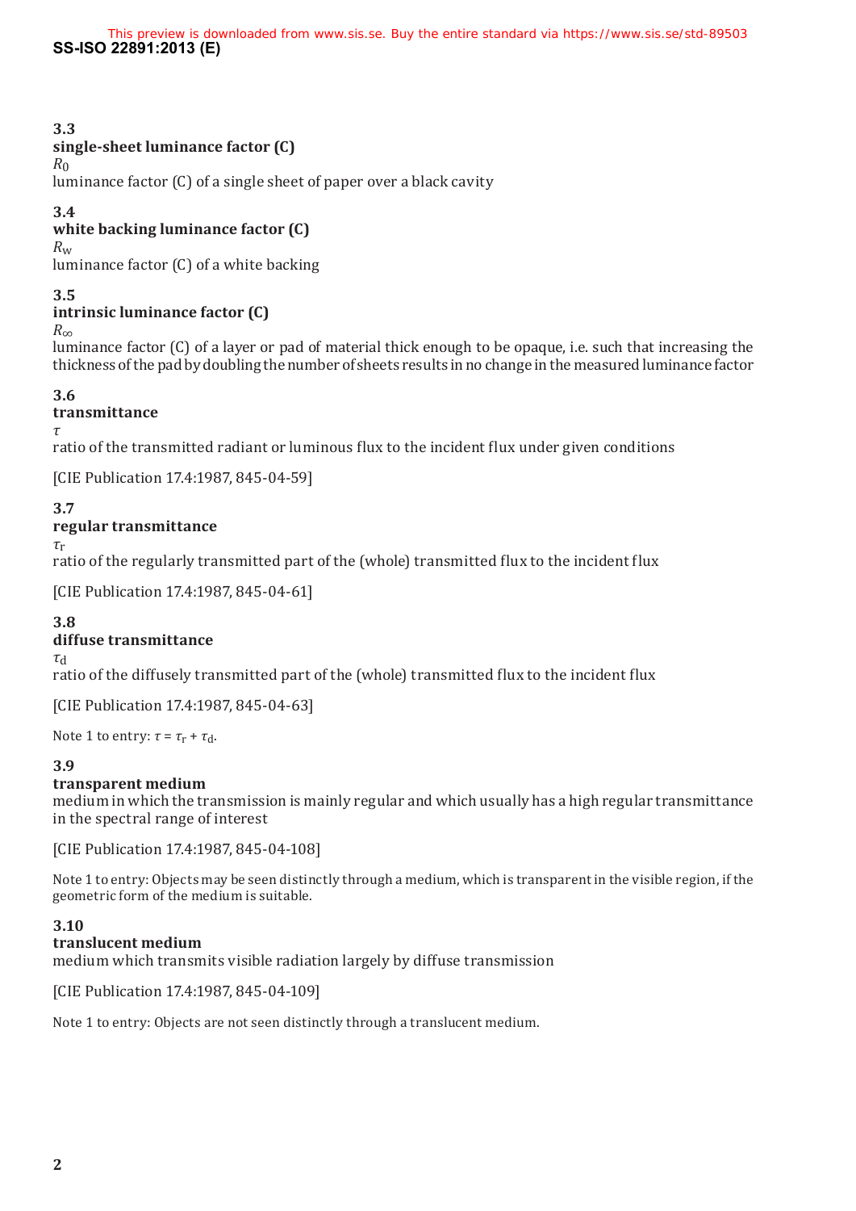**3.3**

**single-sheet luminance factor (C)**

$R_0$

luminance factor (C) of a single sheet of paper over a black cavity

**3.4**

**white backing luminance factor (C)**

$R_w$

luminance factor (C) of a white backing

**3.5**

**intrinsic luminance factor (C)**

$R_\infty$

luminance factor (C) of a layer or pad of material thick enough to be opaque, i.e. such that increasing the thickness of the pad by doubling the number of sheets results in no change in the measured luminance factor

**3.6**

**transmittance**

$\tau$

ratio of the transmitted radiant or luminous flux to the incident flux under given conditions

[CIE Publication 17.4:1987, 845-04-59]

**3.7**

**regular transmittance**

$\tau_r$

ratio of the regularly transmitted part of the (whole) transmitted flux to the incident flux

[CIE Publication 17.4:1987, 845-04-61]

**3.8**

**diffuse transmittance**

$\tau_d$

ratio of the diffusely transmitted part of the (whole) transmitted flux to the incident flux

[CIE Publication 17.4:1987, 845-04-63]

Note 1 to entry: $\tau = \tau_r + \tau_d$.

**3.9**

**transparent medium**

medium in which the transmission is mainly regular and which usually has a high regular transmittance in the spectral range of interest

[CIE Publication 17.4:1987, 845-04-108]

Note 1 to entry: Objects may be seen distinctly through a medium, which is transparent in the visible region, if the geometric form of the medium is suitable.

**3.10**

**translucent medium**

medium which transmits visible radiation largely by diffuse transmission

[CIE Publication 17.4:1987, 845-04-109]

Note 1 to entry: Objects are not seen distinctly through a translucent medium.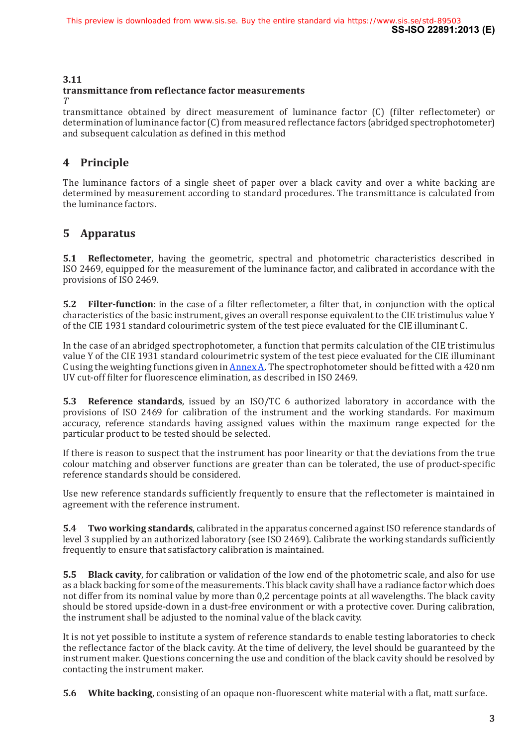### 3.11

**transmittance from reflectance factor measurements**

*T*

transmittance obtained by direct measurement of luminance factor (C) (filter reflectometer) or determination of luminance factor (C) from measured reflectance factors (abridged spectrophotometer) and subsequent calculation as defined in this method

## 4 Principle

The luminance factors of a single sheet of paper over a black cavity and over a white backing are determined by measurement according to standard procedures. The transmittance is calculated from the luminance factors.

## 5 Apparatus

**5.1 Reflectometer**, having the geometric, spectral and photometric characteristics described in ISO 2469, equipped for the measurement of the luminance factor, and calibrated in accordance with the provisions of ISO 2469.

**5.2 Filter-function**: in the case of a filter reflectometer, a filter that, in conjunction with the optical characteristics of the basic instrument, gives an overall response equivalent to the CIE tristimulus value Y of the CIE 1931 standard colourimetric system of the test piece evaluated for the CIE illuminant C.

In the case of an abridged spectrophotometer, a function that permits calculation of the CIE tristimulus value Y of the CIE 1931 standard colourimetric system of the test piece evaluated for the CIE illuminant C using the weighting functions given in Annex A. The spectrophotometer should be fitted with a 420 nm UV cut-off filter for fluorescence elimination, as described in ISO 2469.

**5.3 Reference standards**, issued by an ISO/TC 6 authorized laboratory in accordance with the provisions of ISO 2469 for calibration of the instrument and the working standards. For maximum accuracy, reference standards having assigned values within the maximum range expected for the particular product to be tested should be selected.

If there is reason to suspect that the instrument has poor linearity or that the deviations from the true colour matching and observer functions are greater than can be tolerated, the use of product-specific reference standards should be considered.

Use new reference standards sufficiently frequently to ensure that the reflectometer is maintained in agreement with the reference instrument.

**5.4 Two working standards**, calibrated in the apparatus concerned against ISO reference standards of level 3 supplied by an authorized laboratory (see ISO 2469). Calibrate the working standards sufficiently frequently to ensure that satisfactory calibration is maintained.

**5.5 Black cavity**, for calibration or validation of the low end of the photometric scale, and also for use as a black backing for some of the measurements. This black cavity shall have a radiance factor which does not differ from its nominal value by more than 0,2 percentage points at all wavelengths. The black cavity should be stored upside-down in a dust-free environment or with a protective cover. During calibration, the instrument shall be adjusted to the nominal value of the black cavity.

It is not yet possible to institute a system of reference standards to enable testing laboratories to check the reflectance factor of the black cavity. At the time of delivery, the level should be guaranteed by the instrument maker. Questions concerning the use and condition of the black cavity should be resolved by contacting the instrument maker.

**5.6 White backing**, consisting of an opaque non-fluorescent white material with a flat, matt surface.